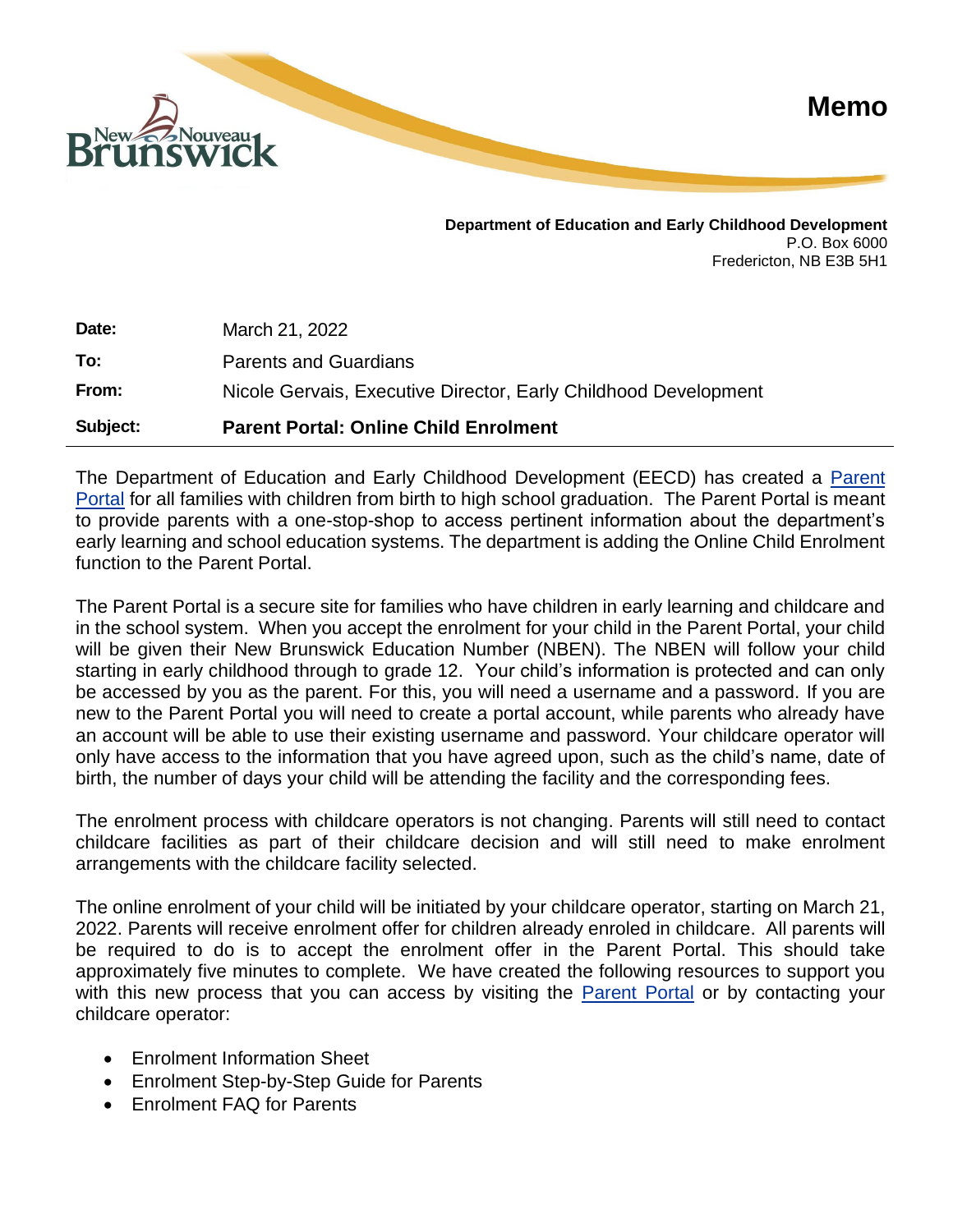# Memo

**Department of Education and Early Childhood Development**
P.O. Box 6000
Fredericton, NB E3B 5H1

| | |
|---|---|
| **Date:** | March 21, 2022 |
| **To:** | Parents and Guardians |
| **From:** | Nicole Gervais, Executive Director, Early Childhood Development |
| **Subject:** | **Parent Portal: Online Child Enrolment** |

The Department of Education and Early Childhood Development (EECD) has created a Parent Portal for all families with children from birth to high school graduation. The Parent Portal is meant to provide parents with a one-stop-shop to access pertinent information about the department's early learning and school education systems. The department is adding the Online Child Enrolment function to the Parent Portal.

The Parent Portal is a secure site for families who have children in early learning and childcare and in the school system. When you accept the enrolment for your child in the Parent Portal, your child will be given their New Brunswick Education Number (NBEN). The NBEN will follow your child starting in early childhood through to grade 12. Your child's information is protected and can only be accessed by you as the parent. For this, you will need a username and a password. If you are new to the Parent Portal you will need to create a portal account, while parents who already have an account will be able to use their existing username and password. Your childcare operator will only have access to the information that you have agreed upon, such as the child's name, date of birth, the number of days your child will be attending the facility and the corresponding fees.

The enrolment process with childcare operators is not changing. Parents will still need to contact childcare facilities as part of their childcare decision and will still need to make enrolment arrangements with the childcare facility selected.

The online enrolment of your child will be initiated by your childcare operator, starting on March 21, 2022. Parents will receive enrolment offer for children already enroled in childcare. All parents will be required to do is to accept the enrolment offer in the Parent Portal. This should take approximately five minutes to complete. We have created the following resources to support you with this new process that you can access by visiting the Parent Portal or by contacting your childcare operator:

- Enrolment Information Sheet
- Enrolment Step-by-Step Guide for Parents
- Enrolment FAQ for Parents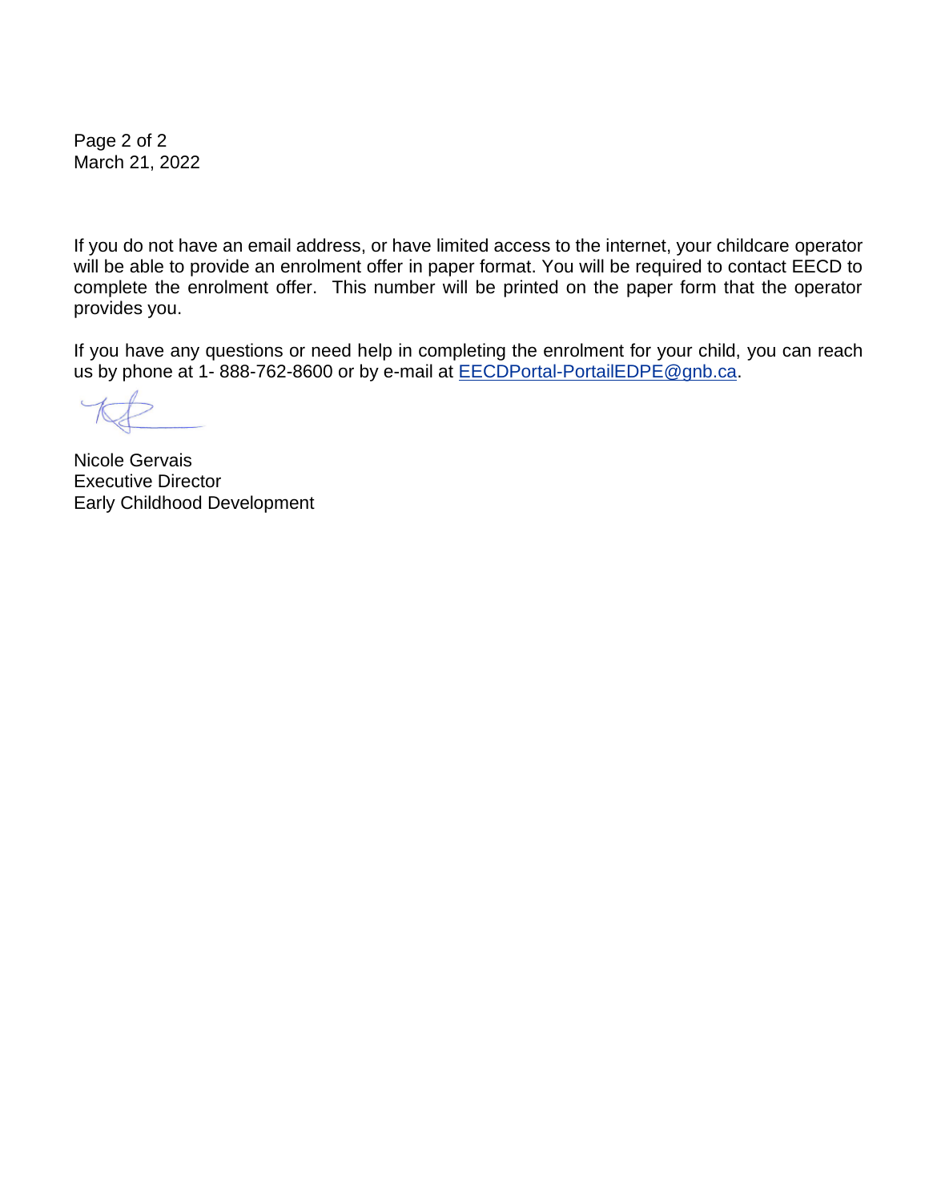If you do not have an email address, or have limited access to the internet, your childcare operator will be able to provide an enrolment offer in paper format. You will be required to contact EECD to complete the enrolment offer. This number will be printed on the paper form that the operator provides you.

If you have any questions or need help in completing the enrolment for your child, you can reach us by phone at 1- 888-762-8600 or by e-mail at EECDPortal-PortailEDPE@gnb.ca.

Nicole Gervais  
Executive Director  
Early Childhood Development